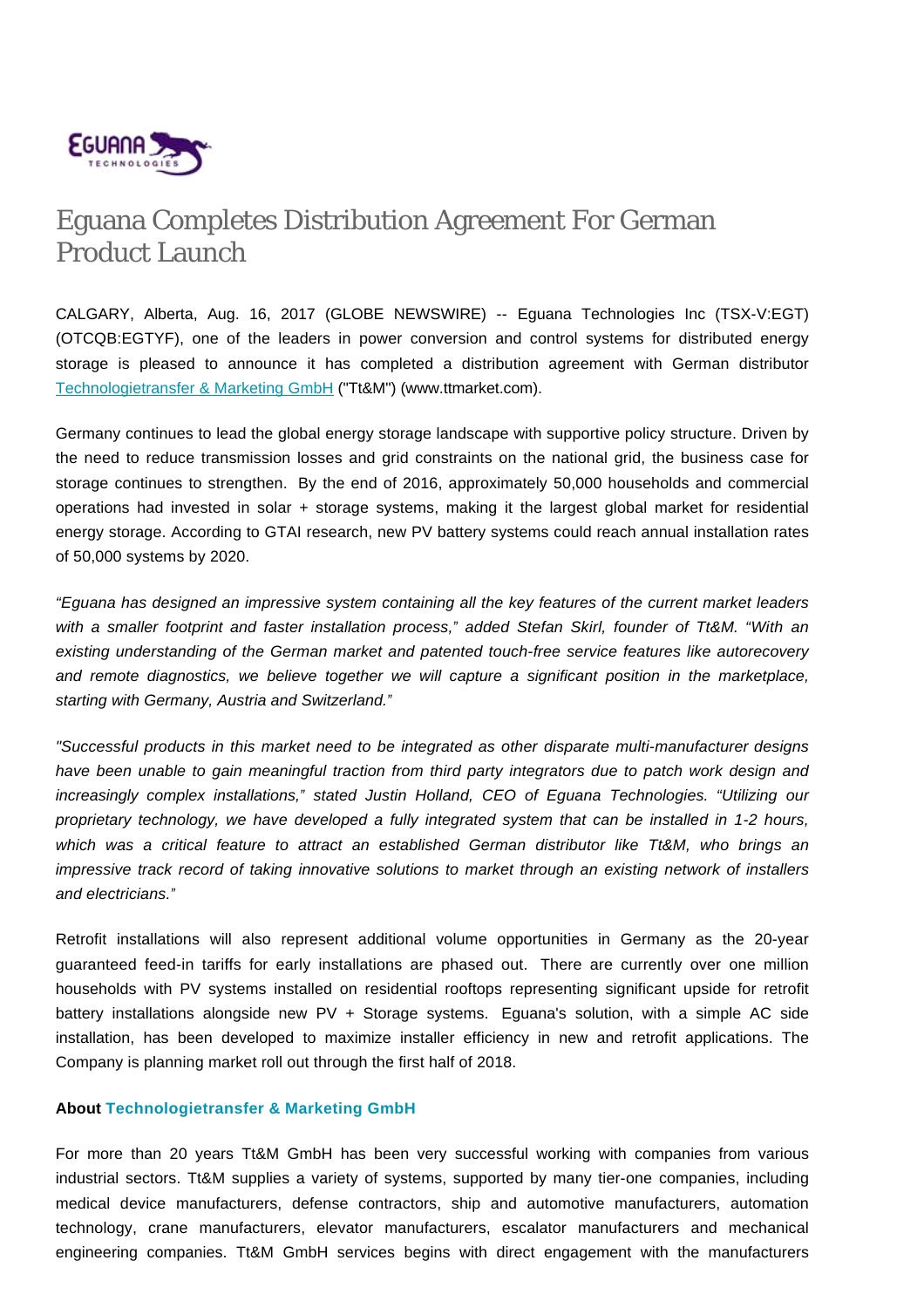# Eguana Completes Distribution Agreement For German Product Launch

CALGARY, Alberta, Aug. 16, 2017 (GLOBE NEWSWIRE) -- Eguana Technologies Inc (TSX-V:EGT) (OTCQB:EGTYF), one of the leaders in power conversion and control systems for distributed energy storage is pleased to announce it has completed a distribution agreement with German distributor Technologietransfer & Marketing GmbH ("Tt&M") (www.ttmarket.com).

Germany continues to lead the global energy storage landscape with supportive policy structure. Driven by the need to reduce transmission losses and grid constraints on the national grid, the business case for storage continues to strengthen. By the end of 2016, approximately 50,000 households and commercial operations had invested in solar + storage systems, making it the largest global market for residential energy storage. According to GTAI research, new PV battery systems could reach annual installation rates of 50,000 systems by 2020.

*"Eguana has designed an impressive system containing all the key features of the current market leaders with a smaller footprint and faster installation process," added Stefan Skirl, founder of Tt&M. "With an existing understanding of the German market and patented touch-free service features like autorecovery and remote diagnostics, we believe together we will capture a significant position in the marketplace, starting with Germany, Austria and Switzerland."*

*"Successful products in this market need to be integrated as other disparate multi-manufacturer designs have been unable to gain meaningful traction from third party integrators due to patch work design and increasingly complex installations," stated Justin Holland, CEO of Eguana Technologies. "Utilizing our proprietary technology, we have developed a fully integrated system that can be installed in 1-2 hours, which was a critical feature to attract an established German distributor like Tt&M, who brings an impressive track record of taking innovative solutions to market through an existing network of installers and electricians."*

Retrofit installations will also represent additional volume opportunities in Germany as the 20-year guaranteed feed-in tariffs for early installations are phased out. There are currently over one million households with PV systems installed on residential rooftops representing significant upside for retrofit battery installations alongside new PV + Storage systems. Eguana's solution, with a simple AC side installation, has been developed to maximize installer efficiency in new and retrofit applications. The Company is planning market roll out through the first half of 2018.

**About Technologietransfer & Marketing GmbH**

For more than 20 years Tt&M GmbH has been very successful working with companies from various industrial sectors. Tt&M supplies a variety of systems, supported by many tier-one companies, including medical device manufacturers, defense contractors, ship and automotive manufacturers, automation technology, crane manufacturers, elevator manufacturers, escalator manufacturers and mechanical engineering companies. Tt&M GmbH services begins with direct engagement with the manufacturers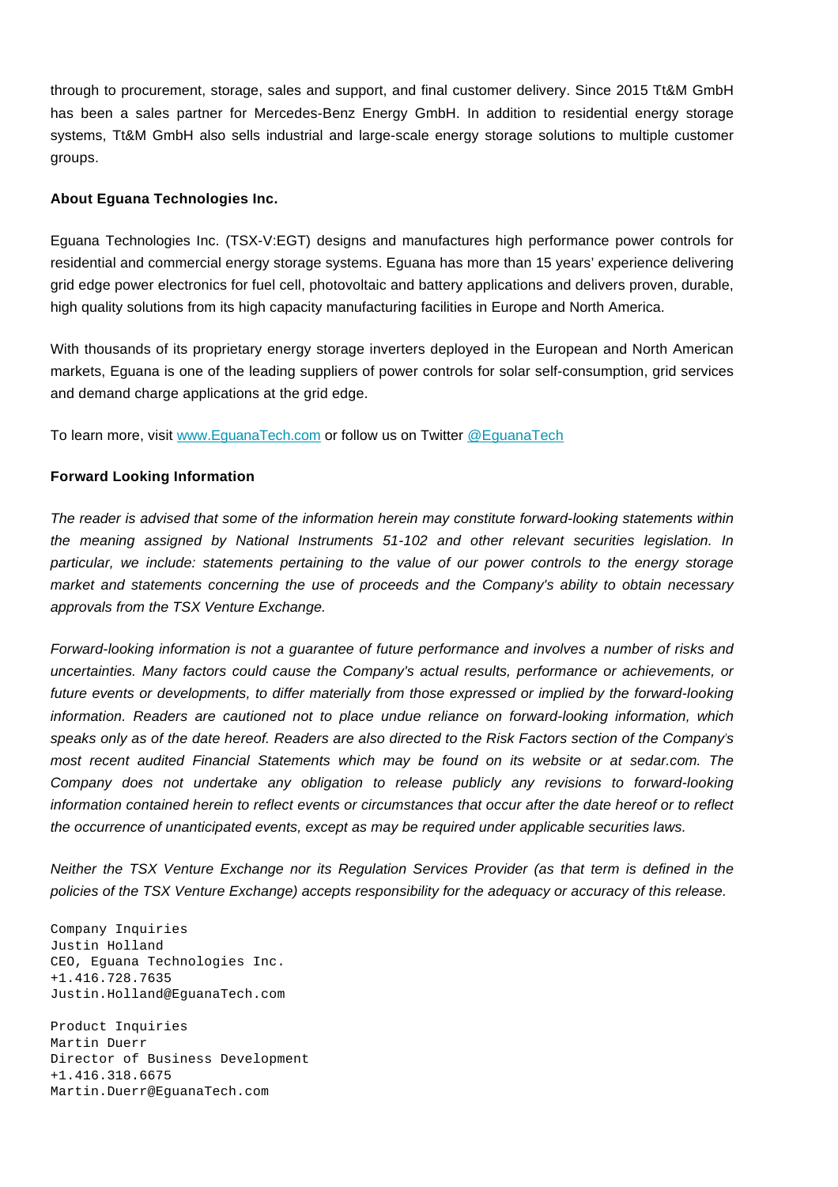through to procurement, storage, sales and support, and final customer delivery. Since 2015 Tt&M GmbH has been a sales partner for Mercedes-Benz Energy GmbH. In addition to residential energy storage systems, Tt&M GmbH also sells industrial and large-scale energy storage solutions to multiple customer groups.

**About Eguana Technologies Inc.**

Eguana Technologies Inc. (TSX-V:EGT) designs and manufactures high performance power controls for residential and commercial energy storage systems. Eguana has more than 15 years' experience delivering grid edge power electronics for fuel cell, photovoltaic and battery applications and delivers proven, durable, high quality solutions from its high capacity manufacturing facilities in Europe and North America.

With thousands of its proprietary energy storage inverters deployed in the European and North American markets, Eguana is one of the leading suppliers of power controls for solar self-consumption, grid services and demand charge applications at the grid edge.

To learn more, visit [www.EguanaTech.com](www.EguanaTech.com) or follow us on Twitter [@EguanaTech](@EguanaTech)

**Forward Looking Information**

*The reader is advised that some of the information herein may constitute forward-looking statements within the meaning assigned by National Instruments 51-102 and other relevant securities legislation. In particular, we include: statements pertaining to the value of our power controls to the energy storage market and statements concerning the use of proceeds and the Company's ability to obtain necessary approvals from the TSX Venture Exchange.*

*Forward-looking information is not a guarantee of future performance and involves a number of risks and uncertainties. Many factors could cause the Company's actual results, performance or achievements, or future events or developments, to differ materially from those expressed or implied by the forward-looking information. Readers are cautioned not to place undue reliance on forward-looking information, which speaks only as of the date hereof. Readers are also directed to the Risk Factors section of the Company's most recent audited Financial Statements which may be found on its website or at sedar.com. The Company does not undertake any obligation to release publicly any revisions to forward-looking information contained herein to reflect events or circumstances that occur after the date hereof or to reflect the occurrence of unanticipated events, except as may be required under applicable securities laws.*

*Neither the TSX Venture Exchange nor its Regulation Services Provider (as that term is defined in the policies of the TSX Venture Exchange) accepts responsibility for the adequacy or accuracy of this release.*

Company Inquiries
Justin Holland
CEO, Eguana Technologies Inc.
+1.416.728.7635
Justin.Holland@EguanaTech.com

Product Inquiries
Martin Duerr
Director of Business Development
+1.416.318.6675
Martin.Duerr@EguanaTech.com